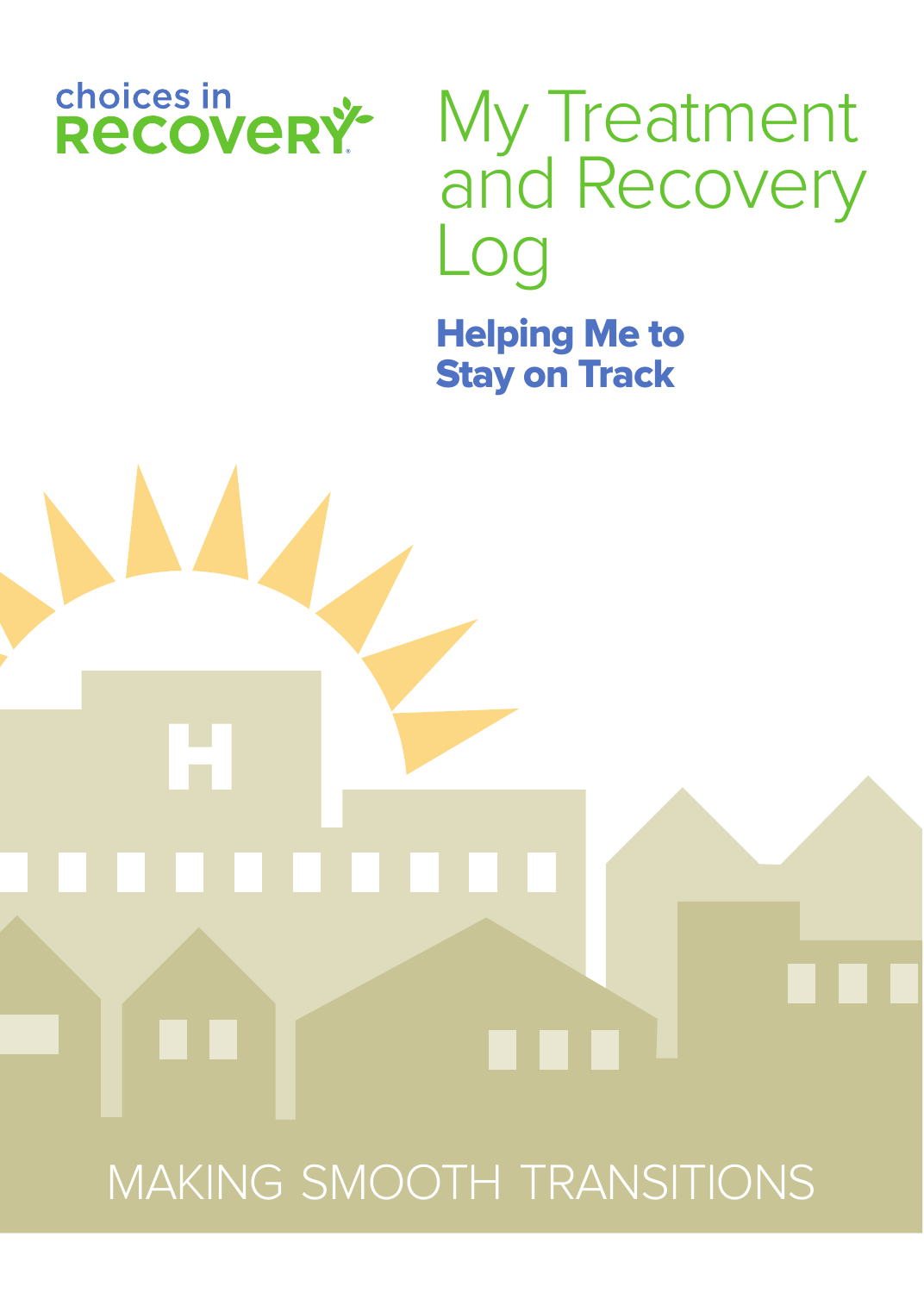choices in RECOVERY

# My Treatment and Recovery Log

## Helping Me to Stay on Track

MAKING SMOOTH TRANSITIONS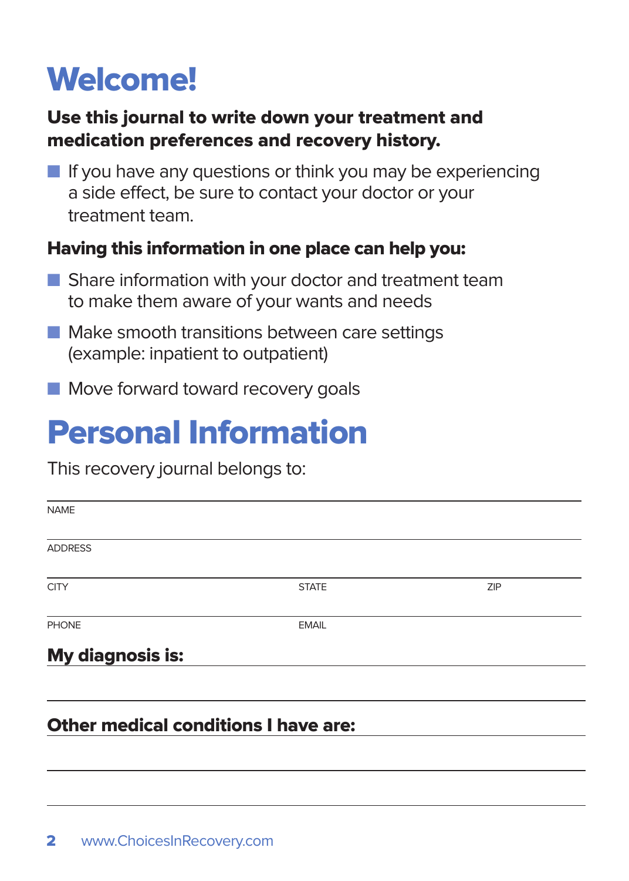# Welcome!

**Use this journal to write down your treatment and medication preferences and recovery history.**

- If you have any questions or think you may be experiencing a side effect, be sure to contact your doctor or your treatment team.

**Having this information in one place can help you:**

- Share information with your doctor and treatment team to make them aware of your wants and needs
- Make smooth transitions between care settings (example: inpatient to outpatient)
- Move forward toward recovery goals

# Personal Information

This recovery journal belongs to:

NAME

ADDRESS

CITY | STATE | ZIP

PHONE | EMAIL

**My diagnosis is:**

**Other medical conditions I have are:**

www.ChoicesInRecovery.com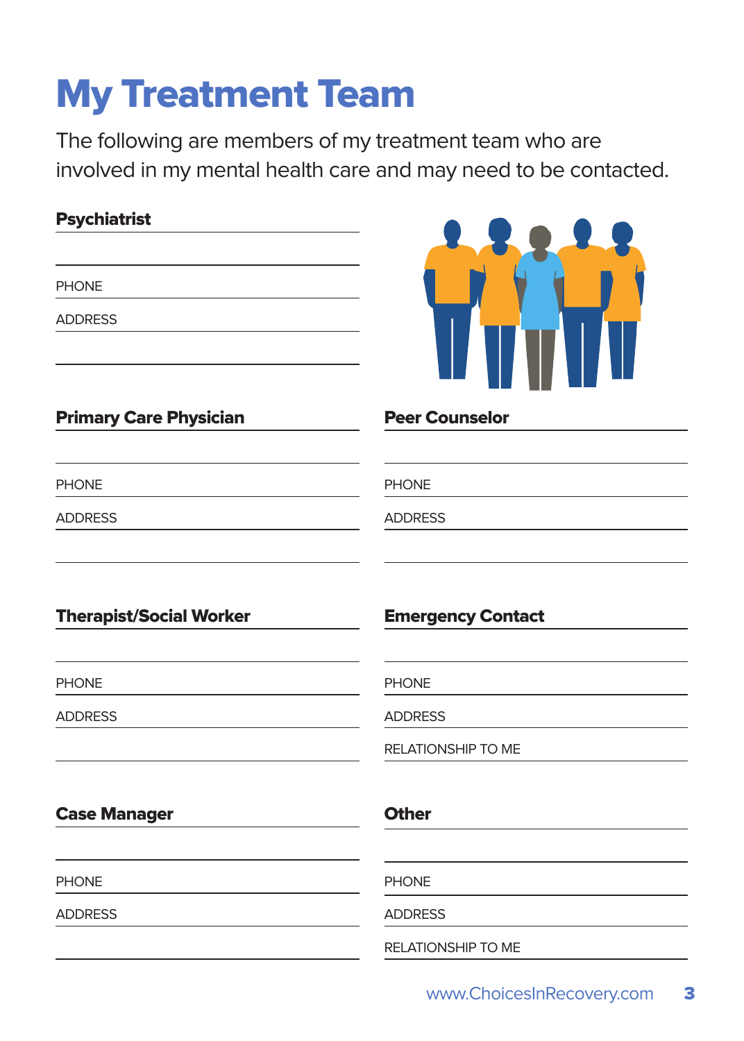# My Treatment Team

The following are members of my treatment team who are involved in my mental health care and may need to be contacted.

### Psychiatrist

PHONE

ADDRESS

### Primary Care Physician

PHONE

ADDRESS

### Peer Counselor

PHONE

ADDRESS

### Therapist/Social Worker

PHONE

ADDRESS

### Emergency Contact

PHONE

ADDRESS

RELATIONSHIP TO ME

### Case Manager

PHONE

ADDRESS

### Other

PHONE

ADDRESS

RELATIONSHIP TO ME

www.ChoicesInRecovery.com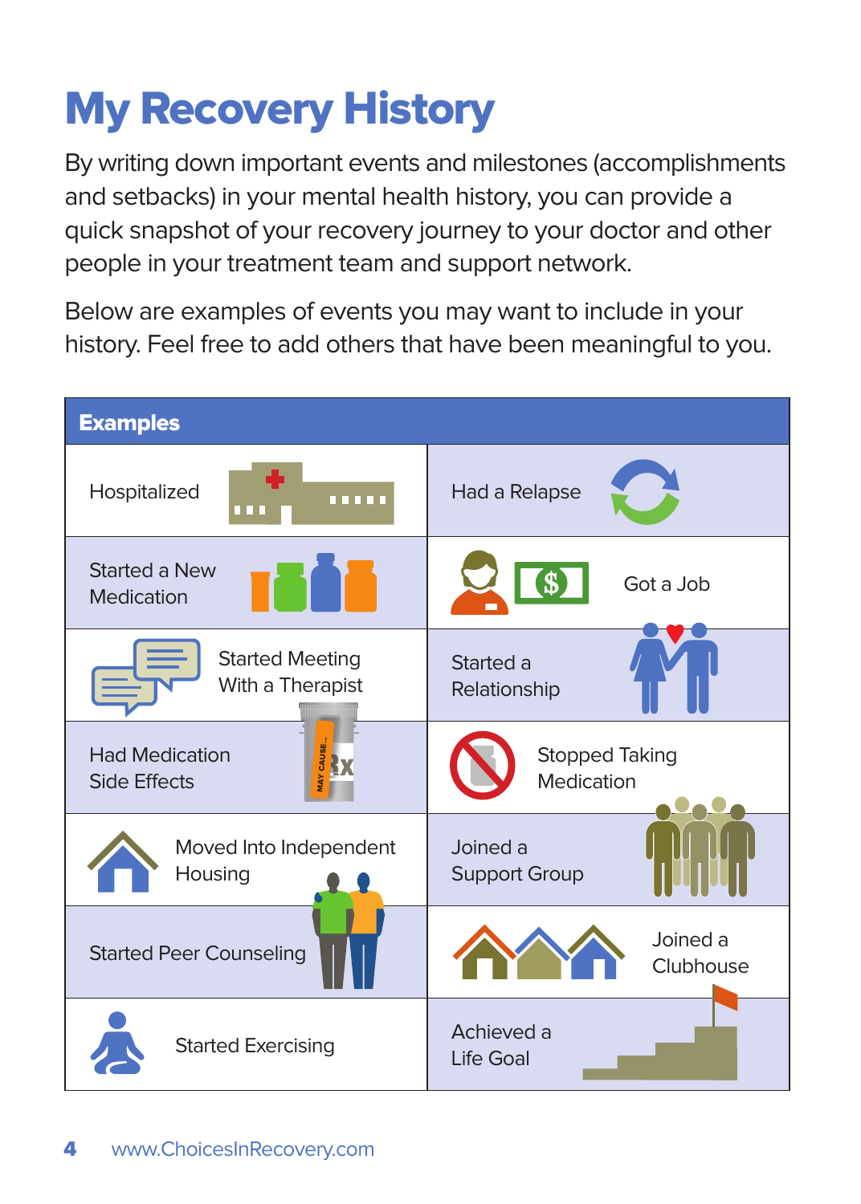# My Recovery History

By writing down important events and milestones (accomplishments and setbacks) in your mental health history, you can provide a quick snapshot of your recovery journey to your doctor and other people in your treatment team and support network.

Below are examples of events you may want to include in your history. Feel free to add others that have been meaningful to you.

| Examples | |
|---|---|
| Hospitalized | Had a Relapse |
| Started a New Medication | Got a Job |
| Started Meeting With a Therapist | Started a Relationship |
| Had Medication Side Effects | Stopped Taking Medication |
| Moved Into Independent Housing | Joined a Support Group |
| Started Peer Counseling | Joined a Clubhouse |
| Started Exercising | Achieved a Life Goal |

www.ChoicesInRecovery.com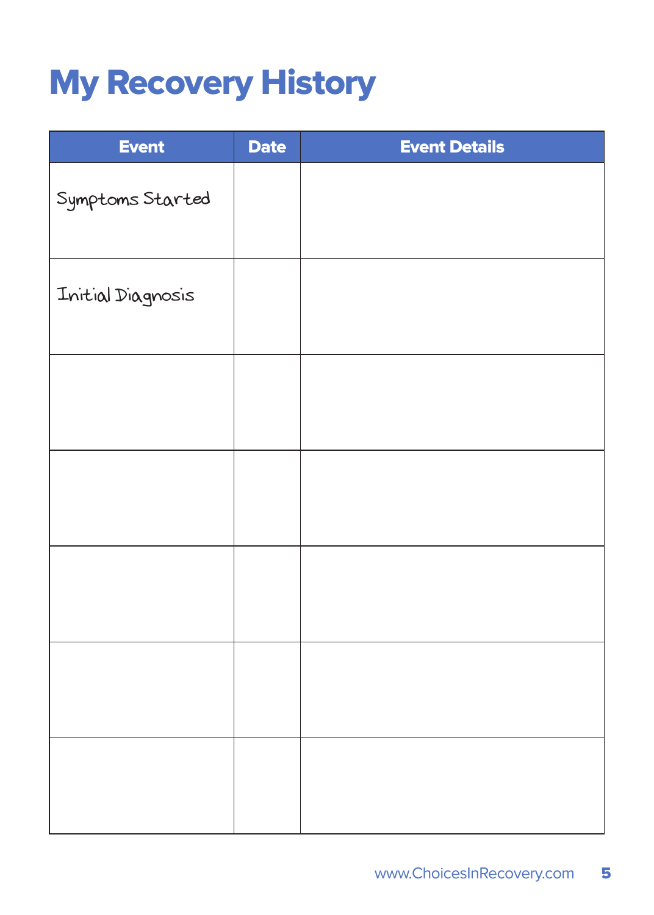# My Recovery History

| Event | Date | Event Details |
|---|---|---|
| Symptoms Started | | |
| Initial Diagnosis | | |
| | | |
| | | |
| | | |
| | | |
| | | |

www.ChoicesInRecovery.com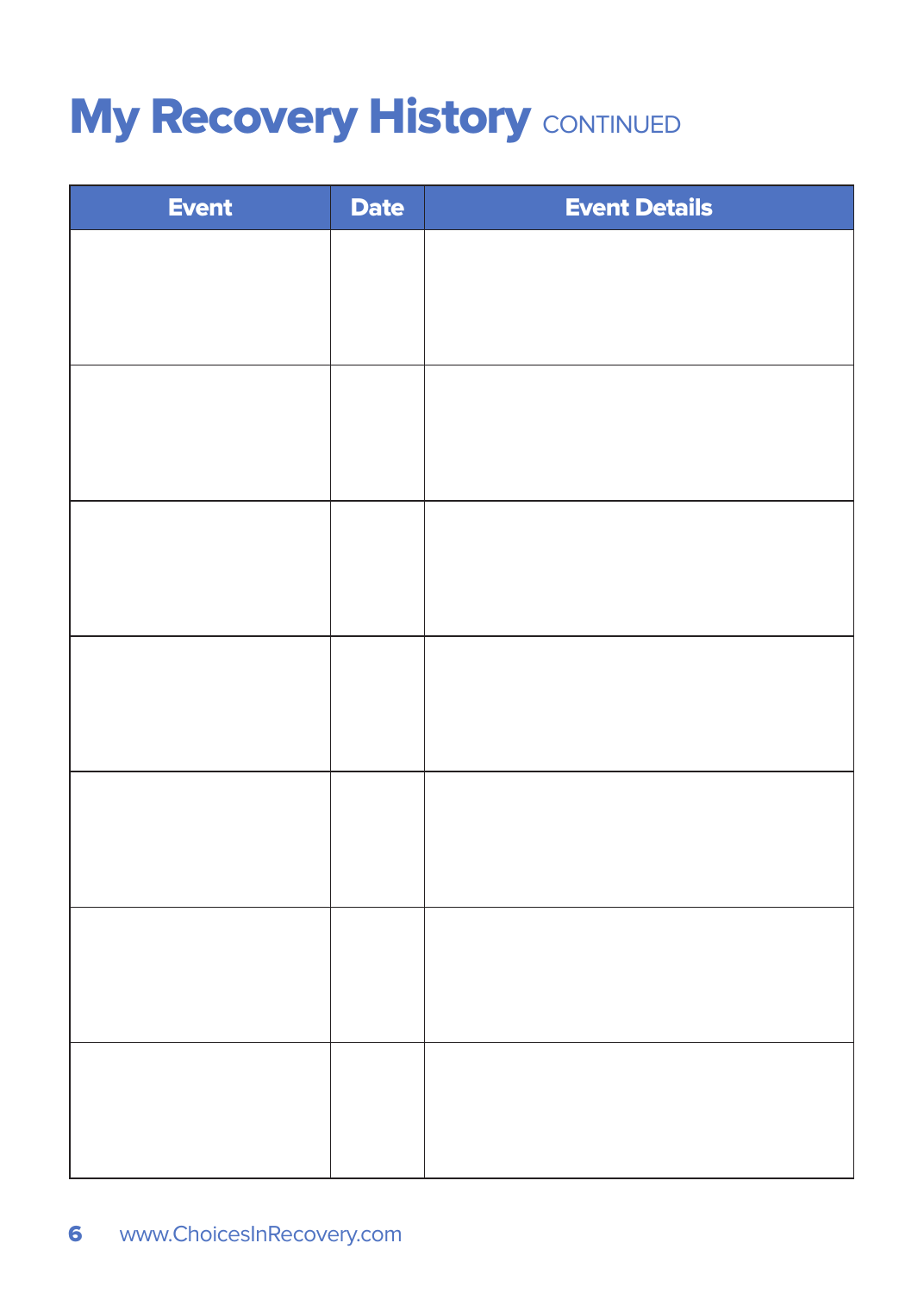# My Recovery History CONTINUED

| Event | Date | Event Details |
|---|---|---|
| | | |
| | | |
| | | |
| | | |
| | | |
| | | |
| | | |

www.ChoicesInRecovery.com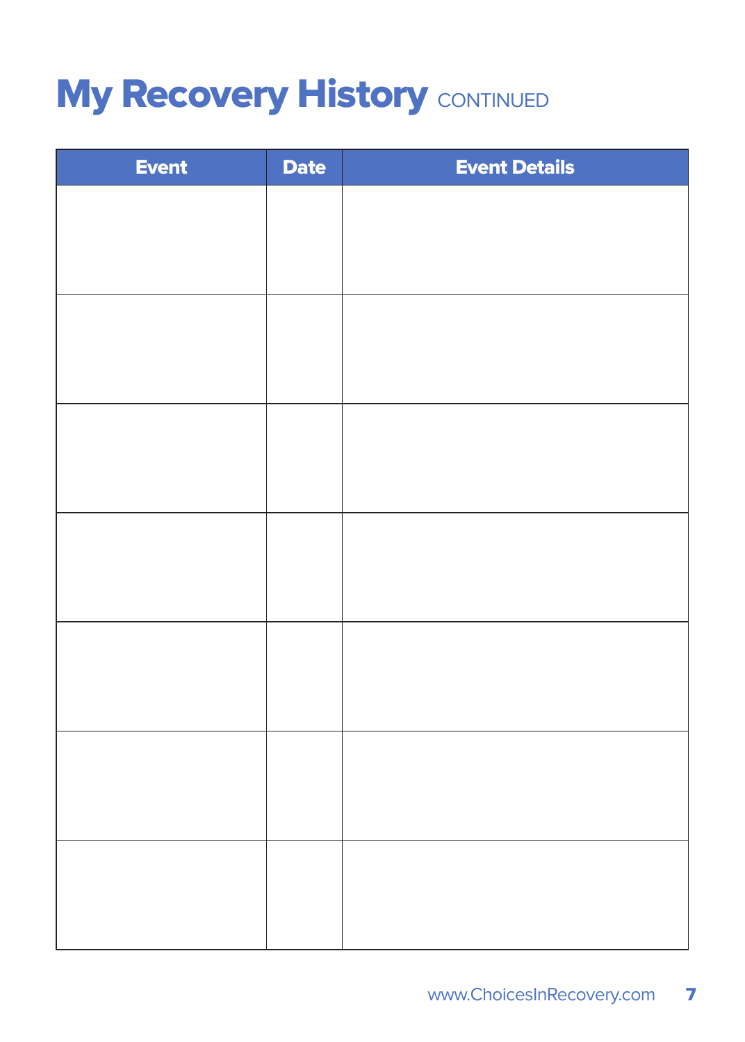# My Recovery History CONTINUED

| Event | Date | Event Details |
|---|---|---|
| | | |
| | | |
| | | |
| | | |
| | | |
| | | |
| | | |

www.ChoicesInRecovery.com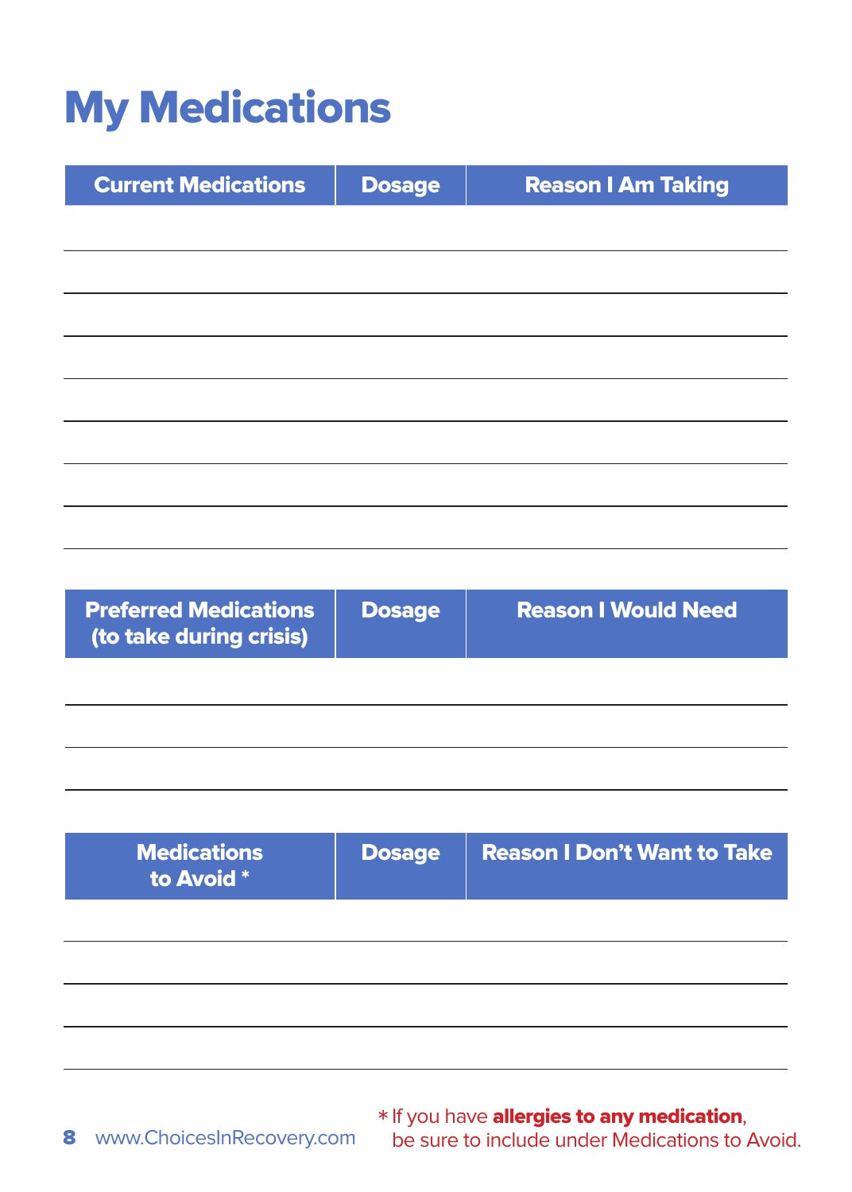# My Medications

| Current Medications | Dosage | Reason I Am Taking |
|---|---|---|
| | | |
| | | |
| | | |
| | | |
| | | |
| | | |
| | | |
| | | |

| Preferred Medications (to take during crisis) | Dosage | Reason I Would Need |
|---|---|---|
| | | |
| | | |
| | | |

| Medications to Avoid * | Dosage | Reason I Don't Want to Take |
|---|---|---|
| | | |
| | | |
| | | |
| | | |

www.ChoicesInRecovery.com

* If you have **allergies to any medication**, be sure to include under Medications to Avoid.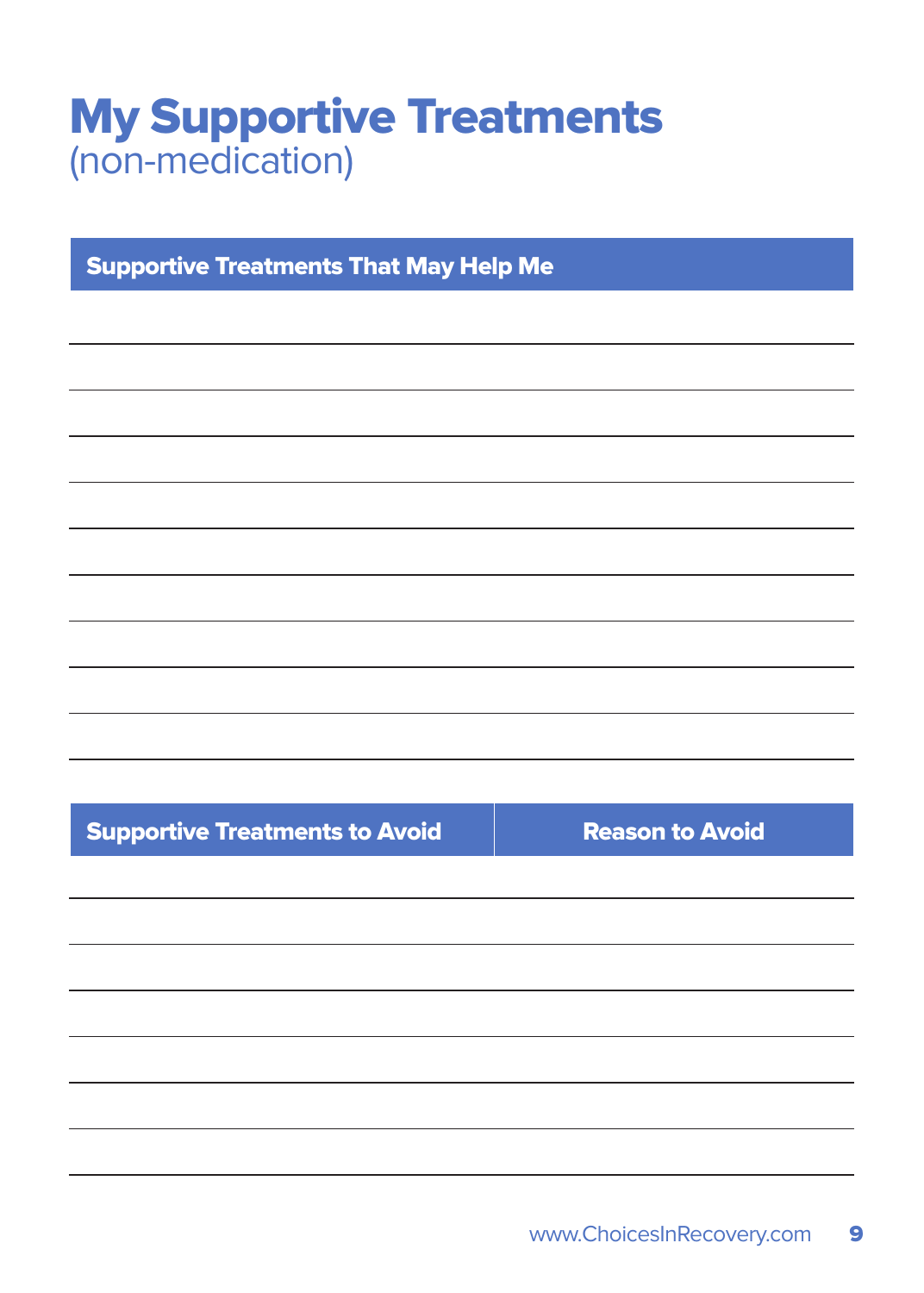# My Supportive Treatments
(non-medication)

| Supportive Treatments That May Help Me |
|---|
| |
| |
| |
| |
| |
| |
| |
| |
| |
| |

| Supportive Treatments to Avoid | Reason to Avoid |
|---|---|
| | |
| | |
| | |
| | |
| | |
| | |
| | |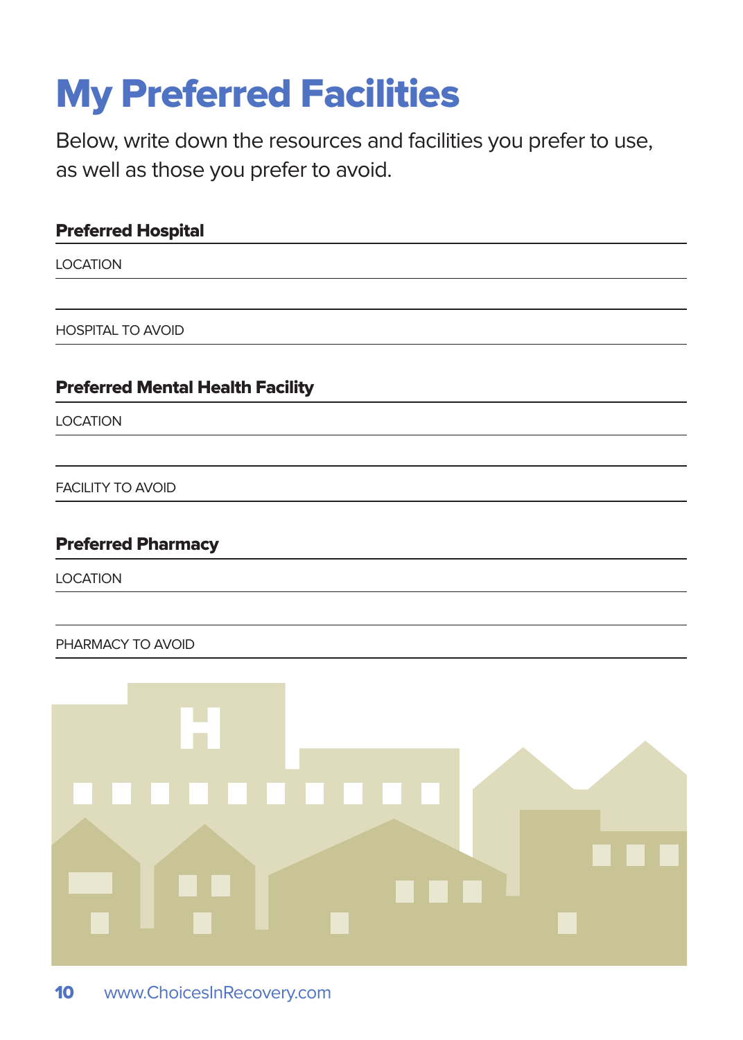# My Preferred Facilities

Below, write down the resources and facilities you prefer to use, as well as those you prefer to avoid.

**Preferred Hospital**

LOCATION

HOSPITAL TO AVOID

**Preferred Mental Health Facility**

LOCATION

FACILITY TO AVOID

**Preferred Pharmacy**

LOCATION

PHARMACY TO AVOID

www.ChoicesInRecovery.com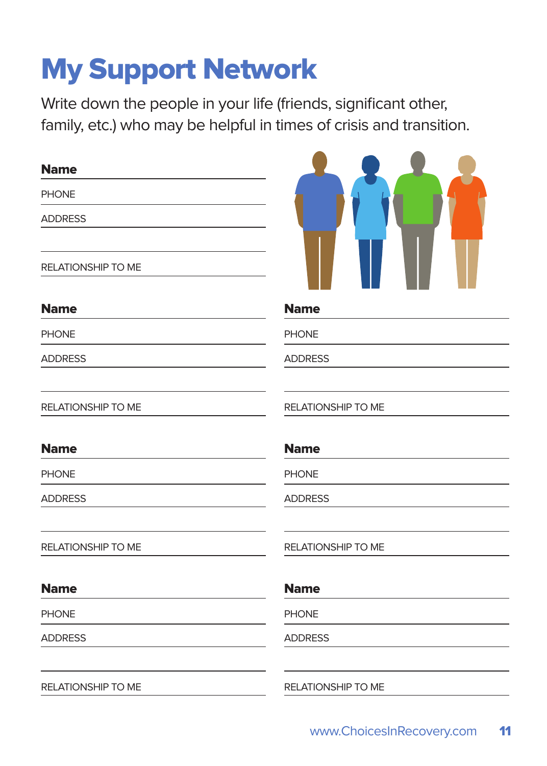# My Support Network

Write down the people in your life (friends, significant other, family, etc.) who may be helpful in times of crisis and transition.

**Name**

PHONE

ADDRESS

RELATIONSHIP TO ME

**Name**

PHONE

ADDRESS

RELATIONSHIP TO ME

**Name**

PHONE

ADDRESS

RELATIONSHIP TO ME

**Name**

PHONE

ADDRESS

RELATIONSHIP TO ME

**Name**

PHONE

ADDRESS

RELATIONSHIP TO ME

**Name**

PHONE

ADDRESS

RELATIONSHIP TO ME

**Name**

PHONE

ADDRESS

RELATIONSHIP TO ME

www.ChoicesInRecovery.com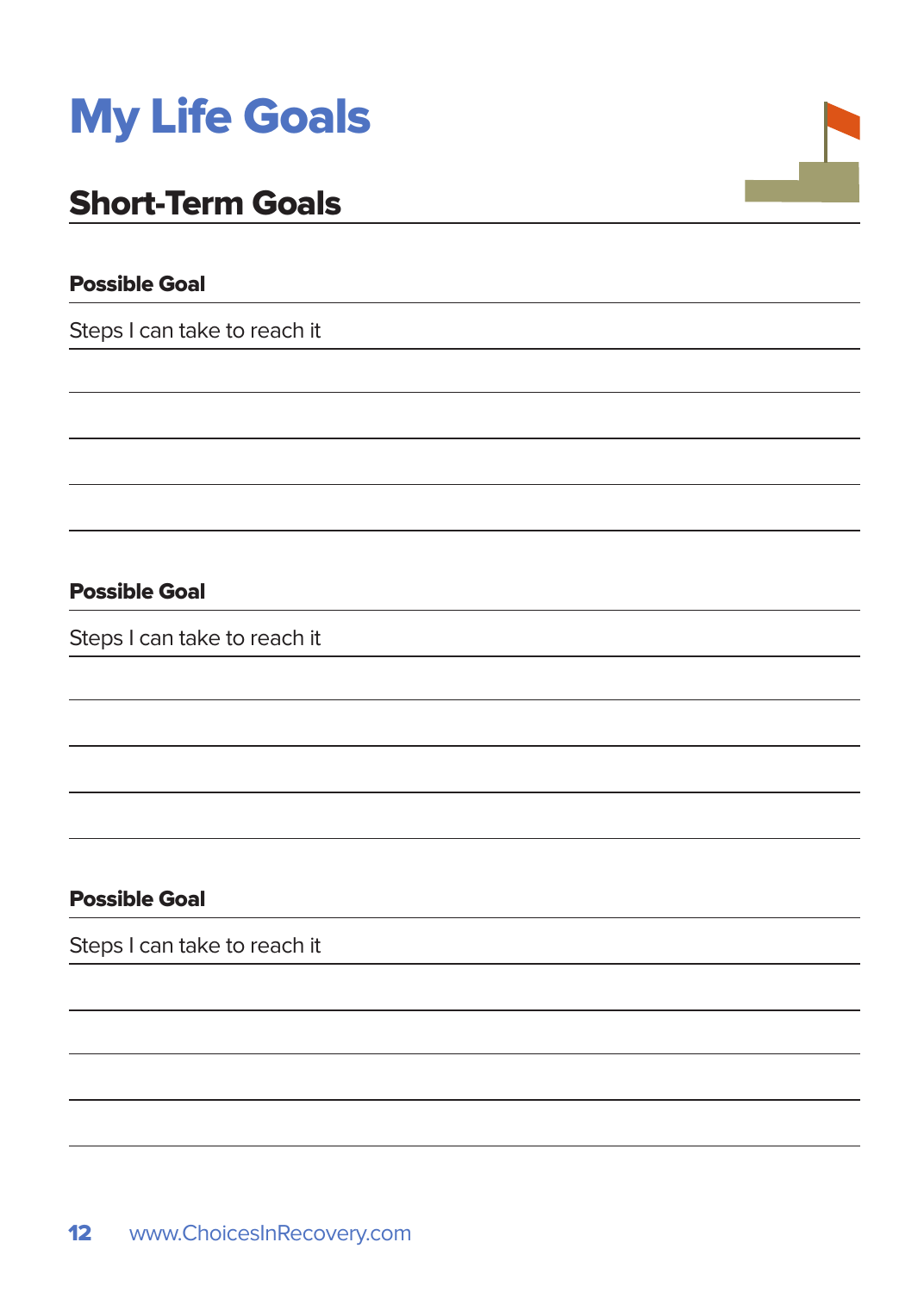# My Life Goals

## Short-Term Goals

**Possible Goal**

Steps I can take to reach it

**Possible Goal**

Steps I can take to reach it

**Possible Goal**

Steps I can take to reach it

www.ChoicesInRecovery.com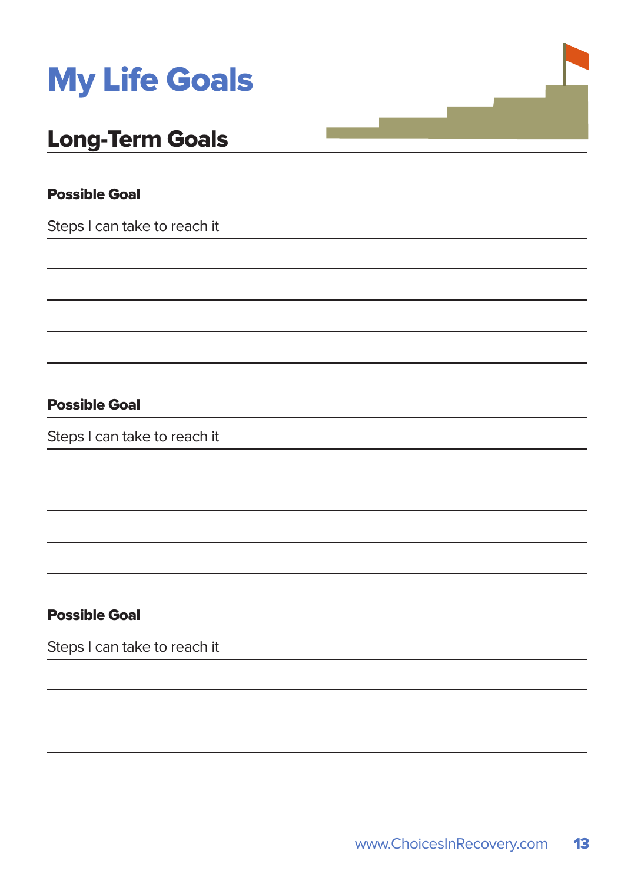# My Life Goals

## Long-Term Goals

**Possible Goal**

Steps I can take to reach it

**Possible Goal**

Steps I can take to reach it

**Possible Goal**

Steps I can take to reach it

www.ChoicesInRecovery.com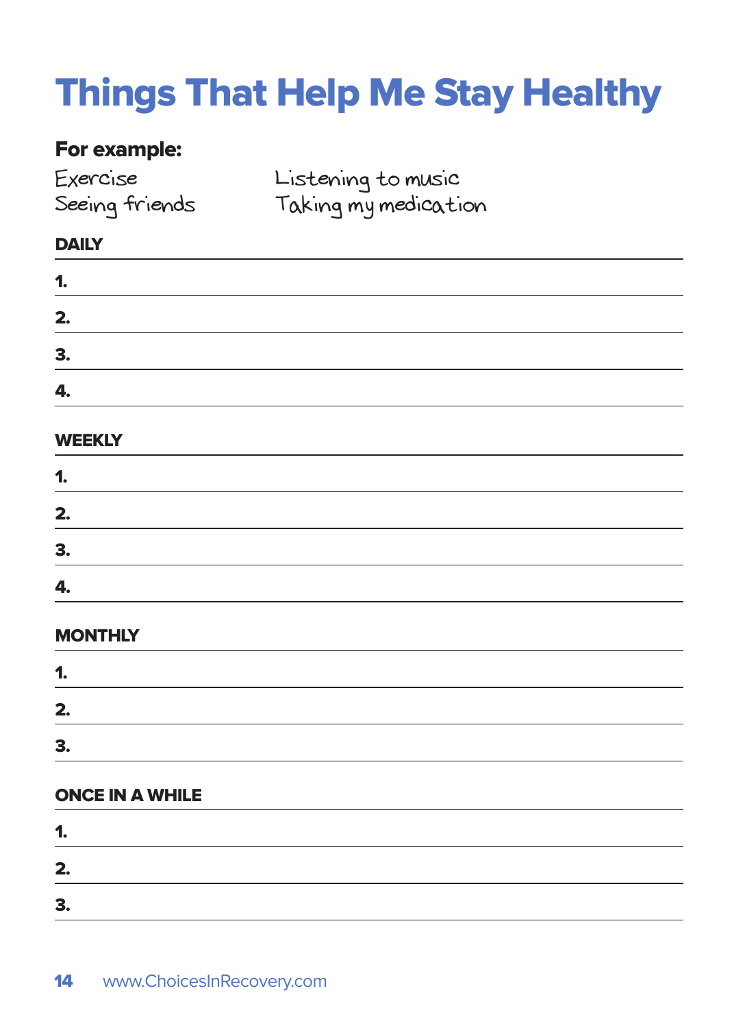# Things That Help Me Stay Healthy

**For example:**

Exercise
Seeing friends
Listening to music
Taking my medication

**DAILY**

1.
2.
3.
4.

**WEEKLY**

1.
2.
3.
4.

**MONTHLY**

1.
2.
3.

**ONCE IN A WHILE**

1.
2.
3.

www.ChoicesInRecovery.com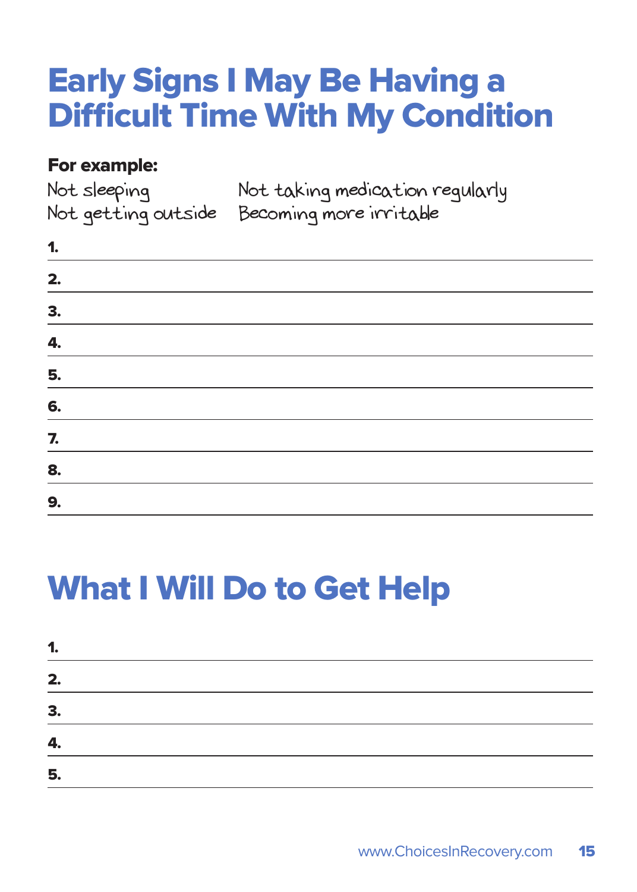# Early Signs I May Be Having a Difficult Time With My Condition

**For example:**

Not sleeping
Not getting outside
Not taking medication regularly
Becoming more irritable

1. 
2. 
3. 
4. 
5. 
6. 
7. 
8. 
9. 

# What I Will Do to Get Help

1. 
2. 
3. 
4. 
5. 

www.ChoicesInRecovery.com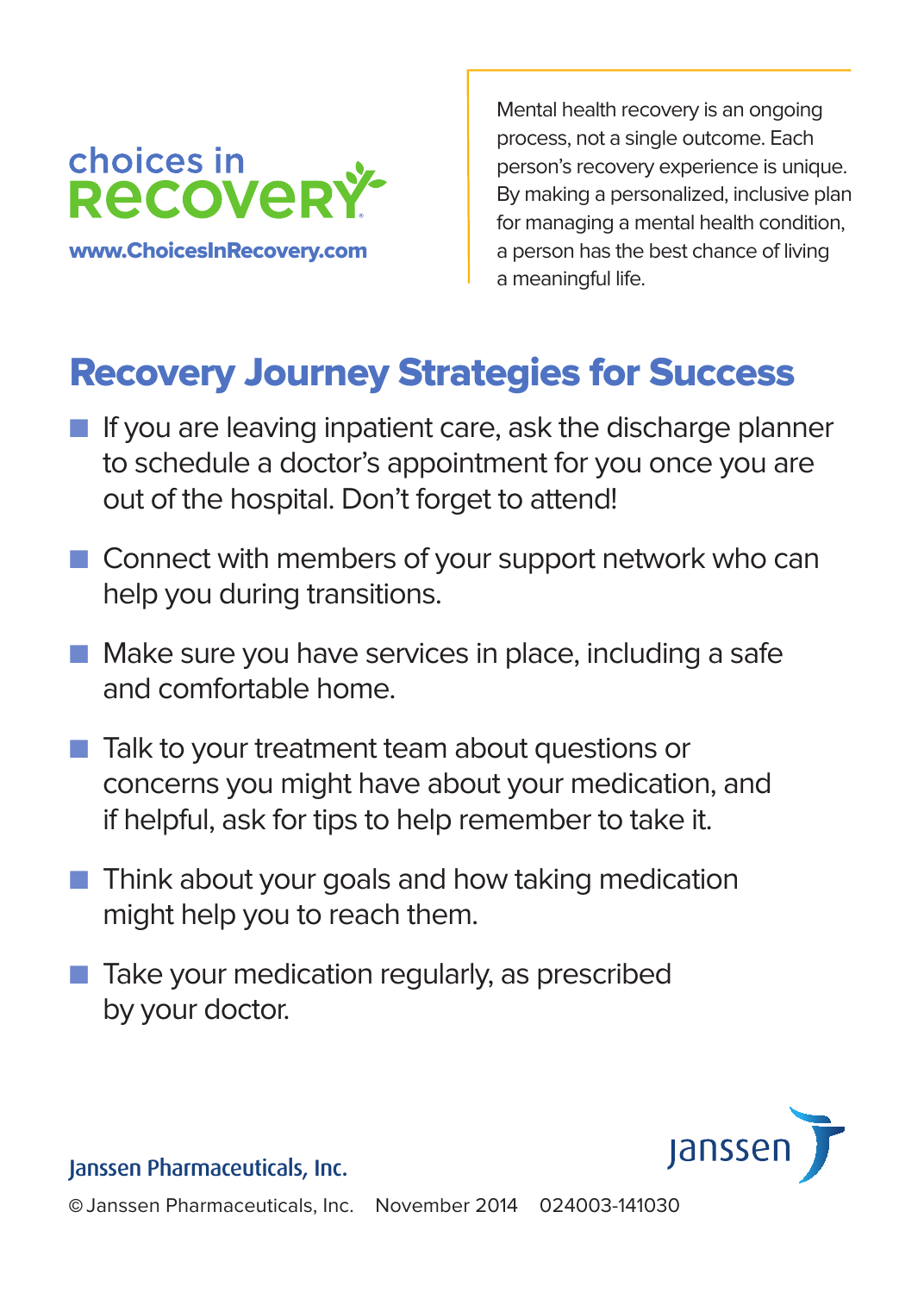choices in RECOVERY

www.ChoicesInRecovery.com

Mental health recovery is an ongoing process, not a single outcome. Each person's recovery experience is unique. By making a personalized, inclusive plan for managing a mental health condition, a person has the best chance of living a meaningful life.

## Recovery Journey Strategies for Success

- If you are leaving inpatient care, ask the discharge planner to schedule a doctor's appointment for you once you are out of the hospital. Don't forget to attend!
- Connect with members of your support network who can help you during transitions.
- Make sure you have services in place, including a safe and comfortable home.
- Talk to your treatment team about questions or concerns you might have about your medication, and if helpful, ask for tips to help remember to take it.
- Think about your goals and how taking medication might help you to reach them.
- Take your medication regularly, as prescribed by your doctor.

Janssen Pharmaceuticals, Inc.

janssen

© Janssen Pharmaceuticals, Inc. November 2014 024003-141030